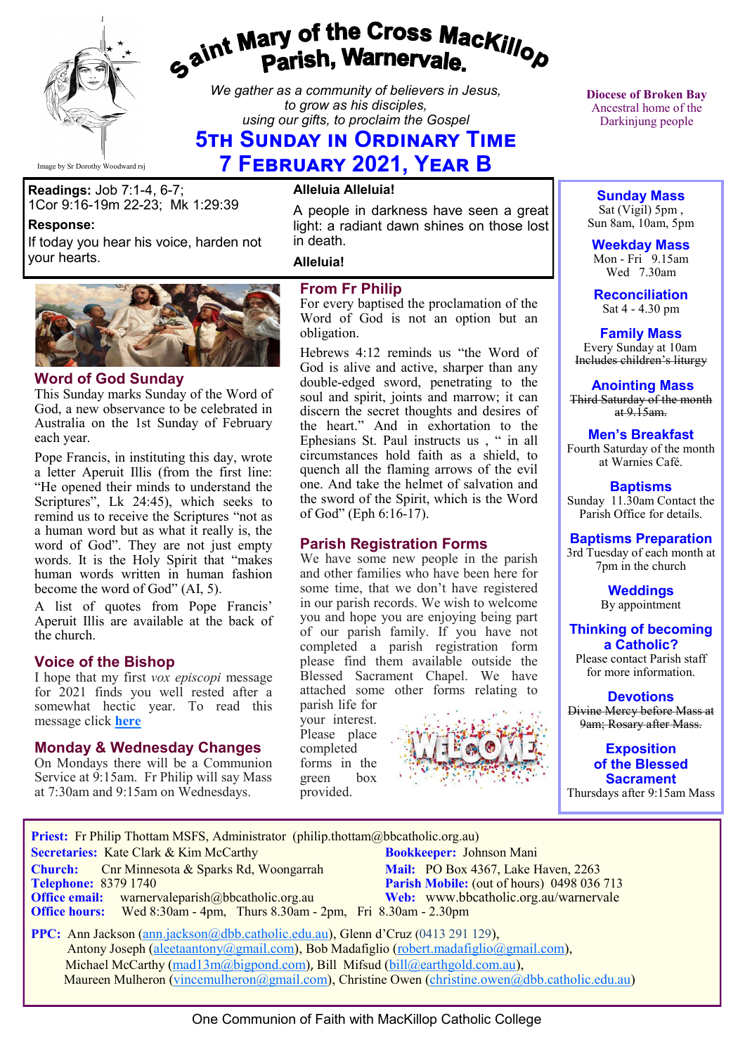# Saint Mary of the Cross MacKillop Parish, Warnervale.

*We gather as a community of believers in Jesus, to grow as his disciples, using our gifts, to proclaim the Gospel*

## 5th Sunday in Ordinary Time
## 7 February 2021, Year B

Image by Sr Dorothy Woodward rsj

**Diocese of Broken Bay**
Ancestral home of the Darkinjung people

**Readings:** Job 7:1-4, 6-7; 1Cor 9:16-19m 22-23; Mk 1:29:39

**Response:**
If today you hear his voice, harden not your hearts.

**Alleluia Alleluia!**
A people in darkness have seen a great light: a radiant dawn shines on those lost in death.
**Alleluia!**

### Word of God Sunday

This Sunday marks Sunday of the Word of God, a new observance to be celebrated in Australia on the 1st Sunday of February each year.

Pope Francis, in instituting this day, wrote a letter Aperuit Illis (from the first line: "He opened their minds to understand the Scriptures", Lk 24:45), which seeks to remind us to receive the Scriptures "not as a human word but as what it really is, the word of God". They are not just empty words. It is the Holy Spirit that "makes human words written in human fashion become the word of God" (AI, 5).

A list of quotes from Pope Francis' Aperuit Illis are available at the back of the church.

### Voice of the Bishop

I hope that my first *vox episcopi* message for 2021 finds you well rested after a somewhat hectic year. To read this message click **here**

### Monday & Wednesday Changes

On Mondays there will be a Communion Service at 9:15am. Fr Philip will say Mass at 7:30am and 9:15am on Wednesdays.

### From Fr Philip

For every baptised the proclamation of the Word of God is not an option but an obligation.

Hebrews 4:12 reminds us "the Word of God is alive and active, sharper than any double-edged sword, penetrating to the soul and spirit, joints and marrow; it can discern the secret thoughts and desires of the heart." And in exhortation to the Ephesians St. Paul instructs us , " in all circumstances hold faith as a shield, to quench all the flaming arrows of the evil one. And take the helmet of salvation and the sword of the Spirit, which is the Word of God" (Eph 6:16-17).

### Parish Registration Forms

We have some new people in the parish and other families who have been here for some time, that we don't have registered in our parish records. We wish to welcome you and hope you are enjoying being part of our parish family. If you have not completed a parish registration form please find them available outside the Blessed Sacrament Chapel. We have attached some other forms relating to parish life for your interest. Please place completed forms in the green box provided.

WELCOME

### Sunday Mass
Sat (Vigil) 5pm , Sun 8am, 10am, 5pm

### Weekday Mass
Mon - Fri 9.15am
Wed 7.30am

### Reconciliation
Sat 4 - 4.30 pm

### Family Mass
Every Sunday at 10am
~~Includes children's liturgy~~

### Anointing Mass
~~Third Saturday of the month at 9.15am.~~

### Men's Breakfast
Fourth Saturday of the month at Warnies Café.

### Baptisms
Sunday 11.30am Contact the Parish Office for details.

### Baptisms Preparation
3rd Tuesday of each month at 7pm in the church

### Weddings
By appointment

### Thinking of becoming a Catholic?
Please contact Parish staff for more information.

### Devotions
~~Divine Mercy before Mass at 9am; Rosary after Mass.~~

### Exposition of the Blessed Sacrament
Thursdays after 9:15am Mass

---

**Priest:** Fr Philip Thottam MSFS, Administrator (philip.thottam@bbcatholic.org.au)
**Secretaries:** Kate Clark & Kim McCarthy
**Bookkeeper:** Johnson Mani
**Church:** Cnr Minnesota & Sparks Rd, Woongarrah
**Mail:** PO Box 4367, Lake Haven, 2263
**Telephone:** 8379 1740
**Parish Mobile:** (out of hours) 0498 036 713
**Office email:** warnervaleparish@bbcatholic.org.au
**Web:** www.bbcatholic.org.au/warnervale
**Office hours:** Wed 8:30am - 4pm, Thurs 8.30am - 2pm, Fri 8.30am - 2.30pm

**PPC:** Ann Jackson (ann.jackson@dbb.catholic.edu.au), Glenn d'Cruz (0413 291 129), Antony Joseph (aleetaantony@gmail.com), Bob Madafiglio (robert.madafiglio@gmail.com), Michael McCarthy (mad13m@bigpond.com), Bill Mifsud (bill@earthgold.com.au), Maureen Mulheron (vincemulheron@gmail.com), Christine Owen (christine.owen@dbb.catholic.edu.au)

One Communion of Faith with MacKillop Catholic College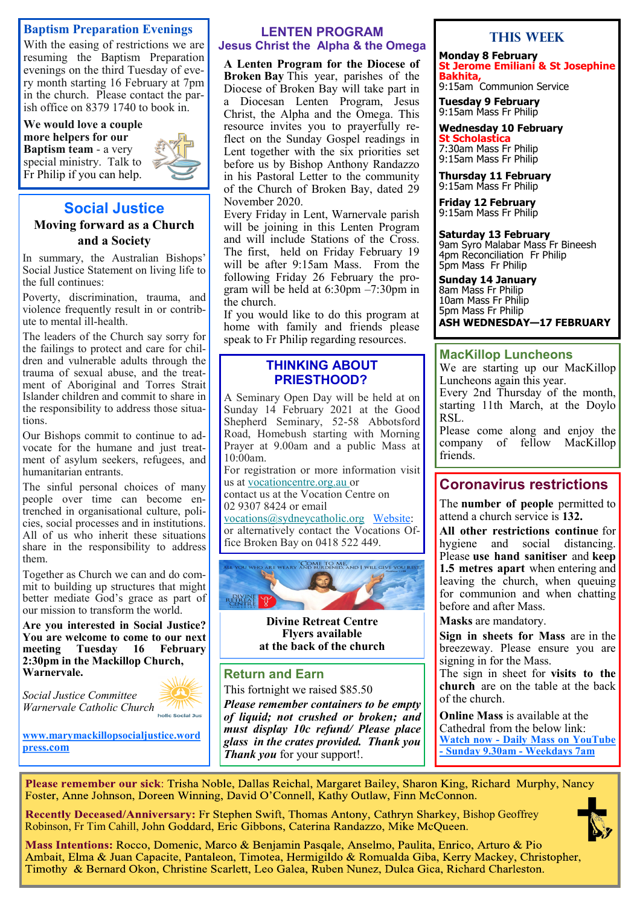## Baptism Preparation Evenings

With the easing of restrictions we are resuming the Baptism Preparation evenings on the third Tuesday of every month starting 16 February at 7pm in the church. Please contact the parish office on 8379 1740 to book in.

**We would love a couple more helpers for our Baptism team** - a very special ministry. Talk to Fr Philip if you can help.

## Social Justice

### Moving forward as a Church and a Society

In summary, the Australian Bishops' Social Justice Statement on living life to the full continues:

Poverty, discrimination, trauma, and violence frequently result in or contribute to mental ill-health.

The leaders of the Church say sorry for the failings to protect and care for children and vulnerable adults through the trauma of sexual abuse, and the treatment of Aboriginal and Torres Strait Islander children and commit to share in the responsibility to address those situations.

Our Bishops commit to continue to advocate for the humane and just treatment of asylum seekers, refugees, and humanitarian entrants.

The sinful personal choices of many people over time can become entrenched in organisational culture, policies, social processes and in institutions. All of us who inherit these situations share in the responsibility to address them.

Together as Church we can and do commit to building up structures that might better mediate God's grace as part of our mission to transform the world.

**Are you interested in Social Justice? You are welcome to come to our next meeting Tuesday 16 February 2:30pm in the Mackillop Church, Warnervale.**

*Social Justice Committee*
*Warnervale Catholic Church*

www.marymackillopsocialjustice.wordpress.com

## LENTEN PROGRAM

### Jesus Christ the Alpha & the Omega

**A Lenten Program for the Diocese of Broken Bay** This year, parishes of the Diocese of Broken Bay will take part in a Diocesan Lenten Program, Jesus Christ, the Alpha and the Omega. This resource invites you to prayerfully reflect on the Sunday Gospel readings in Lent together with the six priorities set before us by Bishop Anthony Randazzo in his Pastoral Letter to the community of the Church of Broken Bay, dated 29 November 2020.

Every Friday in Lent, Warnervale parish will be joining in this Lenten Program and will include Stations of the Cross. The first, held on Friday February 19 will be after 9:15am Mass. From the following Friday 26 February the program will be held at 6:30pm –7:30pm in the church.

If you would like to do this program at home with family and friends please speak to Fr Philip regarding resources.

## THINKING ABOUT PRIESTHOOD?

A Seminary Open Day will be held at on Sunday 14 February 2021 at the Good Shepherd Seminary, 52-58 Abbotsford Road, Homebush starting with Morning Prayer at 9.00am and a public Mass at 10:00am.

For registration or more information visit us at vocationcentre.org.au or contact us at the Vocation Centre on 02 9307 8424 or email vocations@sydneycatholic.org Website: or alternatively contact the Vocations Office Broken Bay on 0418 522 449.

**Divine Retreat Centre**
**Flyers available at the back of the church**

## Return and Earn

This fortnight we raised $85.50

***Please remember containers to be empty of liquid; not crushed or broken; and must display 10c refund/ Please place glass in the crates provided. Thank you*** *Thank you* for your support!.

## THIS WEEK

**Monday 8 February**
**St Jerome Emiliani & St Josephine Bakhita,**
9:15am Communion Service

**Tuesday 9 February**
9:15am Mass Fr Philip

**Wednesday 10 February**
**St Scholastica**
7:30am Mass Fr Philip
9:15am Mass Fr Philip

**Thursday 11 February**
9:15am Mass Fr Philip

**Friday 12 February**
9:15am Mass Fr Philip

**Saturday 13 February**
9am Syro Malabar Mass Fr Bineesh
4pm Reconciliation Fr Philip
5pm Mass Fr Philip

**Sunday 14 January**
8am Mass Fr Philip
10am Mass Fr Philip
5pm Mass Fr Philip

**ASH WEDNESDAY—17 FEBRUARY**

## MacKillop Luncheons

We are starting up our MacKillop Luncheons again this year.

Every 2nd Thursday of the month, starting 11th March, at the Doylo RSL.

Please come along and enjoy the company of fellow MacKillop friends.

## Coronavirus restrictions

The **number of people** permitted to attend a church service is **132.**

**All other restrictions continue** for hygiene and social distancing. Please **use hand sanitiser** and **keep 1.5 metres apart** when entering and leaving the church, when queuing for communion and when chatting before and after Mass.

**Masks** are mandatory.

**Sign in sheets for Mass** are in the breezeway. Please ensure you are signing in for the Mass.

The sign in sheet for **visits to the church** are on the table at the back of the church.

**Online Mass** is available at the Cathedral from the below link:
**Watch now - Daily Mass on YouTube - Sunday 9.30am - Weekdays 7am**

**Please remember our sick**: Trisha Noble, Dallas Reichal, Margaret Bailey, Sharon King, Richard Murphy, Nancy Foster, Anne Johnson, Doreen Winning, David O'Connell, Kathy Outlaw, Finn McConnon.

**Recently Deceased/Anniversary:** Fr Stephen Swift, Thomas Antony, Cathryn Sharkey, Bishop Geoffrey Robinson, Fr Tim Cahill, John Goddard, Eric Gibbons, Caterina Randazzo, Mike McQueen.

**Mass Intentions:** Rocco, Domenic, Marco & Benjamin Pasqale, Anselmo, Paulita, Enrico, Arturo & Pio Ambait, Elma & Juan Capacite, Pantaleon, Timotea, Hermigildo & Romualda Giba, Kerry Mackey, Christopher, Timothy & Bernard Okon, Christine Scarlett, Leo Galea, Ruben Nunez, Dulca Gica, Richard Charleston.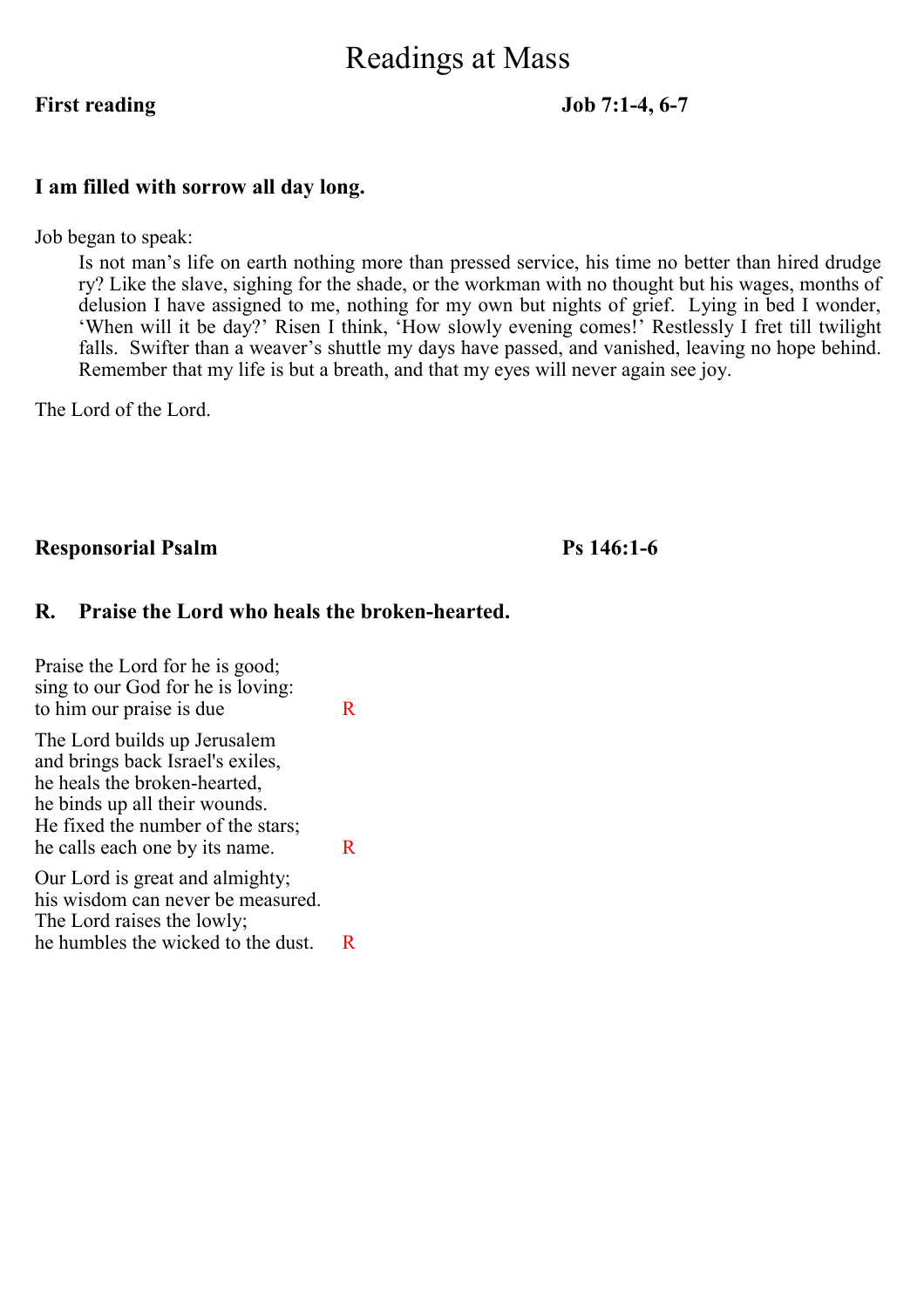# Readings at Mass

**First reading** **Job 7:1-4, 6-7**

### I am filled with sorrow all day long.

Job began to speak:

Is not man's life on earth nothing more than pressed service, his time no better than hired drudge ry? Like the slave, sighing for the shade, or the workman with no thought but his wages, months of delusion I have assigned to me, nothing for my own but nights of grief. Lying in bed I wonder, 'When will it be day?' Risen I think, 'How slowly evening comes!' Restlessly I fret till twilight falls. Swifter than a weaver's shuttle my days have passed, and vanished, leaving no hope behind. Remember that my life is but a breath, and that my eyes will never again see joy.

The Lord of the Lord.

**Responsorial Psalm** **Ps 146:1-6**

### R. Praise the Lord who heals the broken-hearted.

Praise the Lord for he is good;
sing to our God for he is loving:
to him our praise is due R

The Lord builds up Jerusalem
and brings back Israel's exiles,
he heals the broken-hearted,
he binds up all their wounds.
He fixed the number of the stars;
he calls each one by its name. R

Our Lord is great and almighty;
his wisdom can never be measured.
The Lord raises the lowly;
he humbles the wicked to the dust. R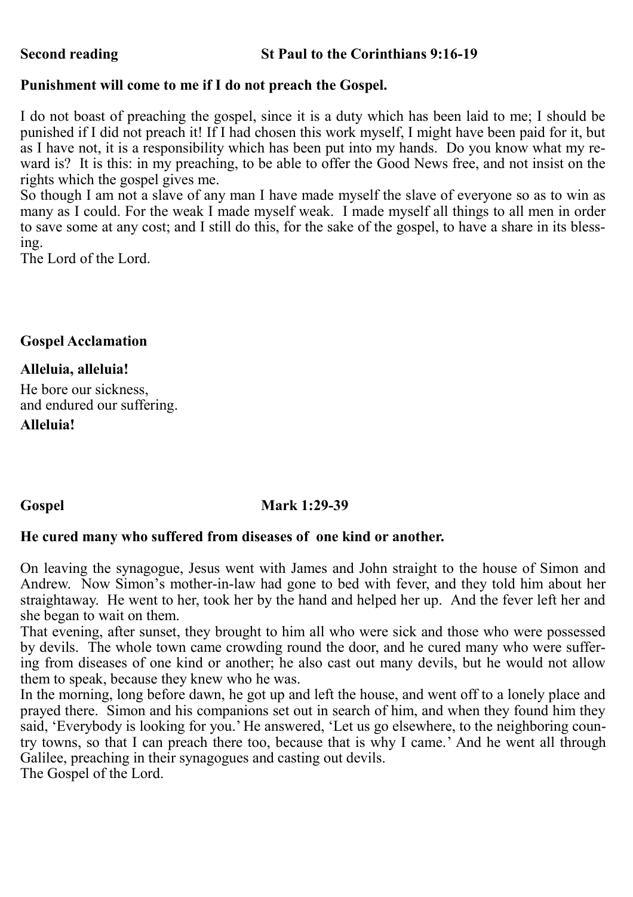**Second reading** **St Paul to the Corinthians 9:16-19**

**Punishment will come to me if I do not preach the Gospel.**

I do not boast of preaching the gospel, since it is a duty which has been laid to me; I should be punished if I did not preach it! If I had chosen this work myself, I might have been paid for it, but as I have not, it is a responsibility which has been put into my hands. Do you know what my reward is? It is this: in my preaching, to be able to offer the Good News free, and not insist on the rights which the gospel gives me.

So though I am not a slave of any man I have made myself the slave of everyone so as to win as many as I could. For the weak I made myself weak. I made myself all things to all men in order to save some at any cost; and I still do this, for the sake of the gospel, to have a share in its blessing.

The Lord of the Lord.

**Gospel Acclamation**

**Alleluia, alleluia!**

He bore our sickness,
and endured our suffering.

**Alleluia!**

**Gospel** **Mark 1:29-39**

**He cured many who suffered from diseases of one kind or another.**

On leaving the synagogue, Jesus went with James and John straight to the house of Simon and Andrew. Now Simon's mother-in-law had gone to bed with fever, and they told him about her straightaway. He went to her, took her by the hand and helped her up. And the fever left her and she began to wait on them.

That evening, after sunset, they brought to him all who were sick and those who were possessed by devils. The whole town came crowding round the door, and he cured many who were suffering from diseases of one kind or another; he also cast out many devils, but he would not allow them to speak, because they knew who he was.

In the morning, long before dawn, he got up and left the house, and went off to a lonely place and prayed there. Simon and his companions set out in search of him, and when they found him they said, 'Everybody is looking for you.' He answered, 'Let us go elsewhere, to the neighboring country towns, so that I can preach there too, because that is why I came.' And he went all through Galilee, preaching in their synagogues and casting out devils.

The Gospel of the Lord.